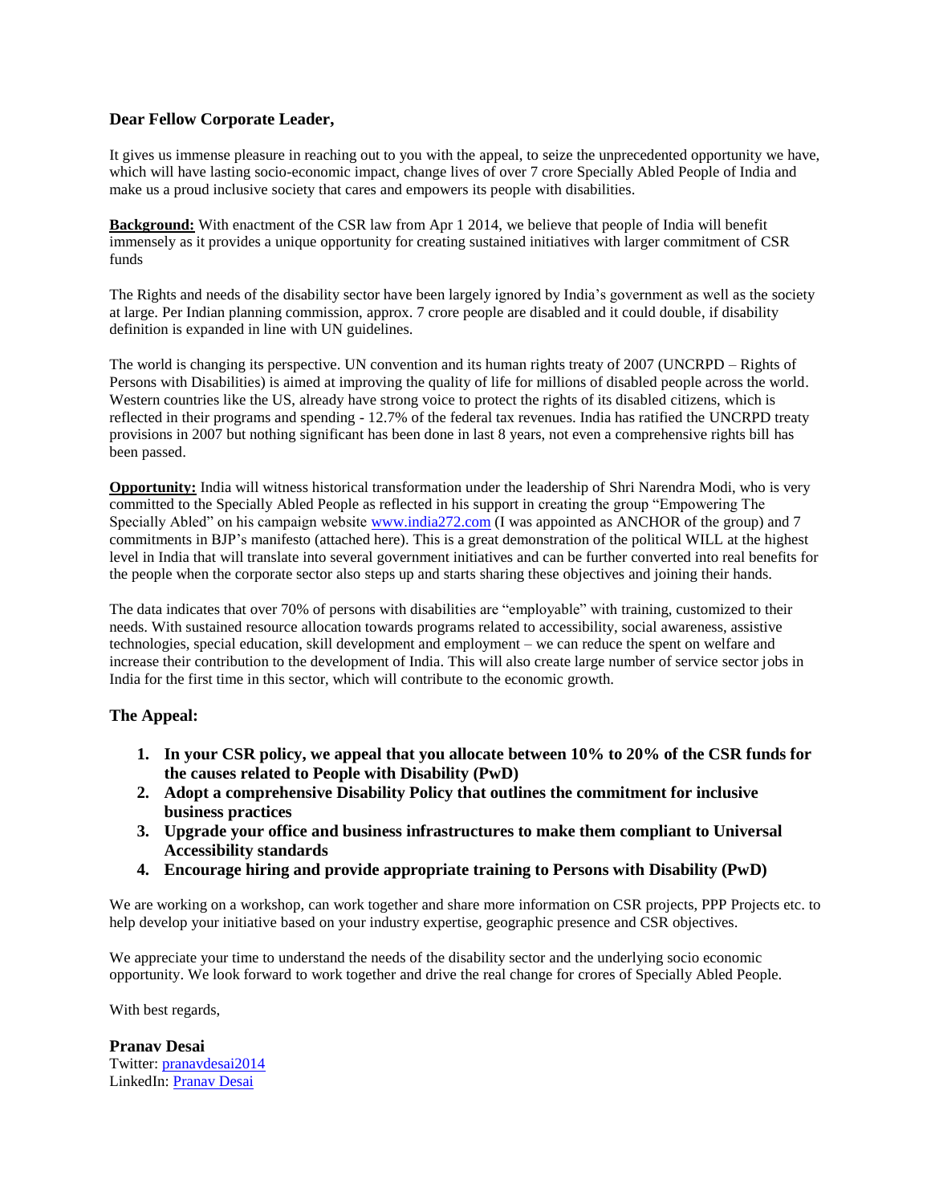**Dear Fellow Corporate Leader,**

It gives us immense pleasure in reaching out to you with the appeal, to seize the unprecedented opportunity we have, which will have lasting socio-economic impact, change lives of over 7 crore Specially Abled People of India and make us a proud inclusive society that cares and empowers its people with disabilities.

**Background:** With enactment of the CSR law from Apr 1 2014, we believe that people of India will benefit immensely as it provides a unique opportunity for creating sustained initiatives with larger commitment of CSR funds

The Rights and needs of the disability sector have been largely ignored by India's government as well as the society at large. Per Indian planning commission, approx. 7 crore people are disabled and it could double, if disability definition is expanded in line with UN guidelines.

The world is changing its perspective. UN convention and its human rights treaty of 2007 (UNCRPD – Rights of Persons with Disabilities) is aimed at improving the quality of life for millions of disabled people across the world. Western countries like the US, already have strong voice to protect the rights of its disabled citizens, which is reflected in their programs and spending - 12.7% of the federal tax revenues. India has ratified the UNCRPD treaty provisions in 2007 but nothing significant has been done in last 8 years, not even a comprehensive rights bill has been passed.

**Opportunity:** India will witness historical transformation under the leadership of Shri Narendra Modi, who is very committed to the Specially Abled People as reflected in his support in creating the group "Empowering The Specially Abled" on his campaign website [www.india272.com](www.india272.com) (I was appointed as ANCHOR of the group) and 7 commitments in BJP's manifesto (attached here). This is a great demonstration of the political WILL at the highest level in India that will translate into several government initiatives and can be further converted into real benefits for the people when the corporate sector also steps up and starts sharing these objectives and joining their hands.

The data indicates that over 70% of persons with disabilities are "employable" with training, customized to their needs. With sustained resource allocation towards programs related to accessibility, social awareness, assistive technologies, special education, skill development and employment – we can reduce the spent on welfare and increase their contribution to the development of India. This will also create large number of service sector jobs in India for the first time in this sector, which will contribute to the economic growth.

### The Appeal:

1. **In your CSR policy, we appeal that you allocate between 10% to 20% of the CSR funds for the causes related to People with Disability (PwD)**
2. **Adopt a comprehensive Disability Policy that outlines the commitment for inclusive business practices**
3. **Upgrade your office and business infrastructures to make them compliant to Universal Accessibility standards**
4. **Encourage hiring and provide appropriate training to Persons with Disability (PwD)**

We are working on a workshop, can work together and share more information on CSR projects, PPP Projects etc. to help develop your initiative based on your industry expertise, geographic presence and CSR objectives.

We appreciate your time to understand the needs of the disability sector and the underlying socio economic opportunity. We look forward to work together and drive the real change for crores of Specially Abled People.

With best regards,

**Pranav Desai**
Twitter: pranavdesai2014
LinkedIn: Pranav Desai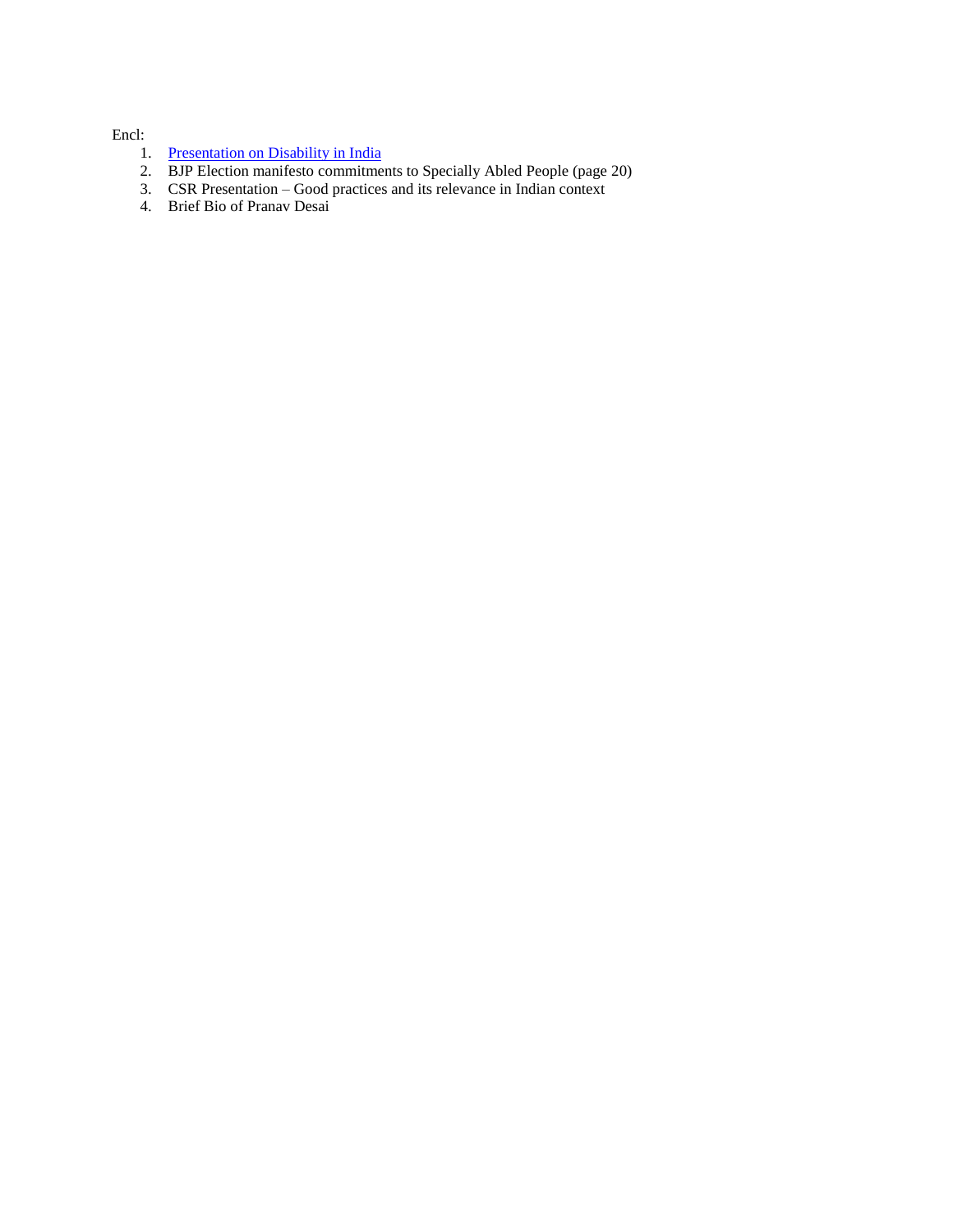Encl:

1. Presentation on Disability in India
2. BJP Election manifesto commitments to Specially Abled People (page 20)
3. CSR Presentation – Good practices and its relevance in Indian context
4. Brief Bio of Pranav Desai